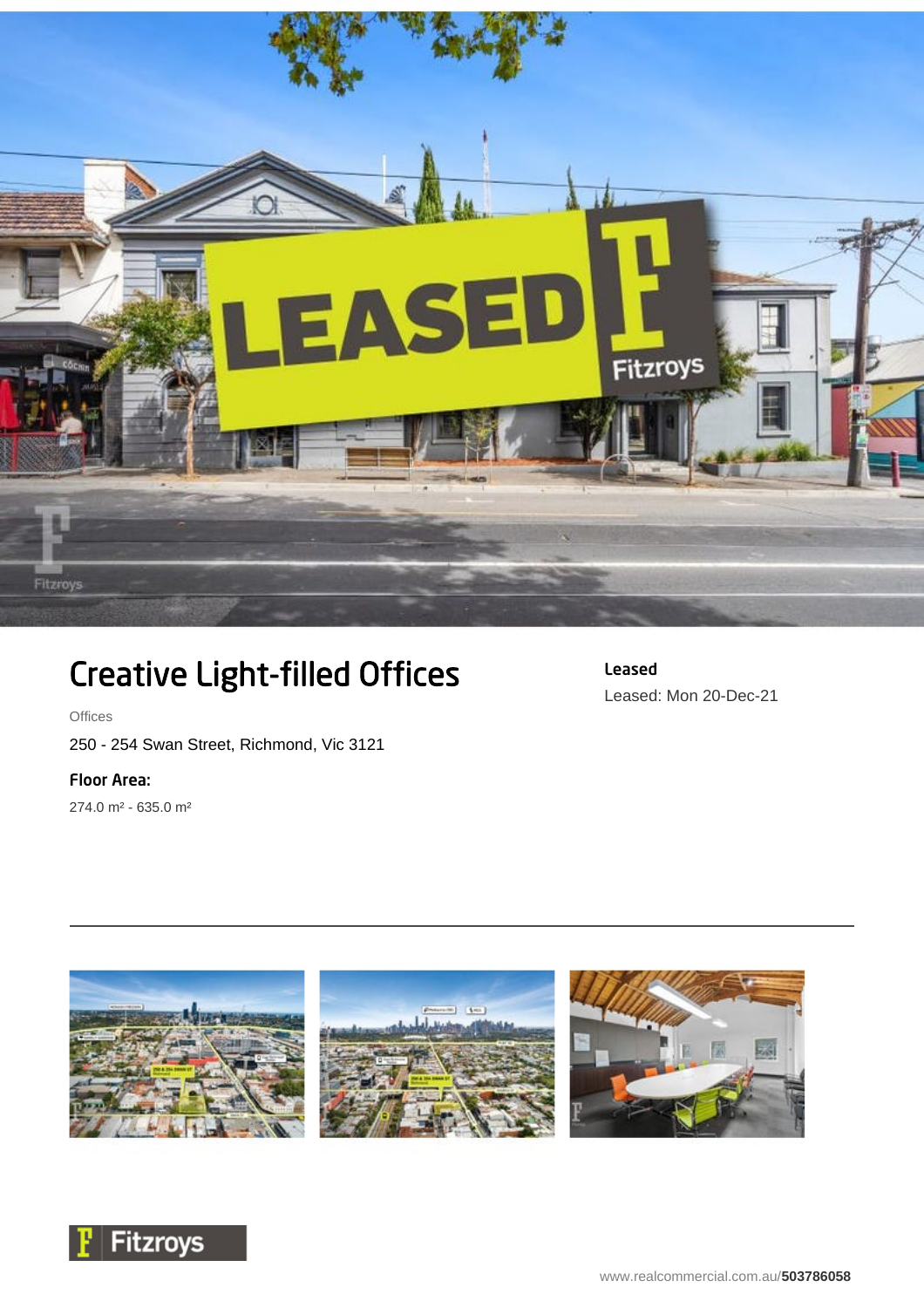# Creative Light-filled Offices

Offices

250 - 254 Swan Street, Richmond, Vic 3121

**Floor Area:**

274.0 m² - 635.0 m²

**Leased**

Leased: Mon 20-Dec-21

www.realcommercial.com.au/**503786058**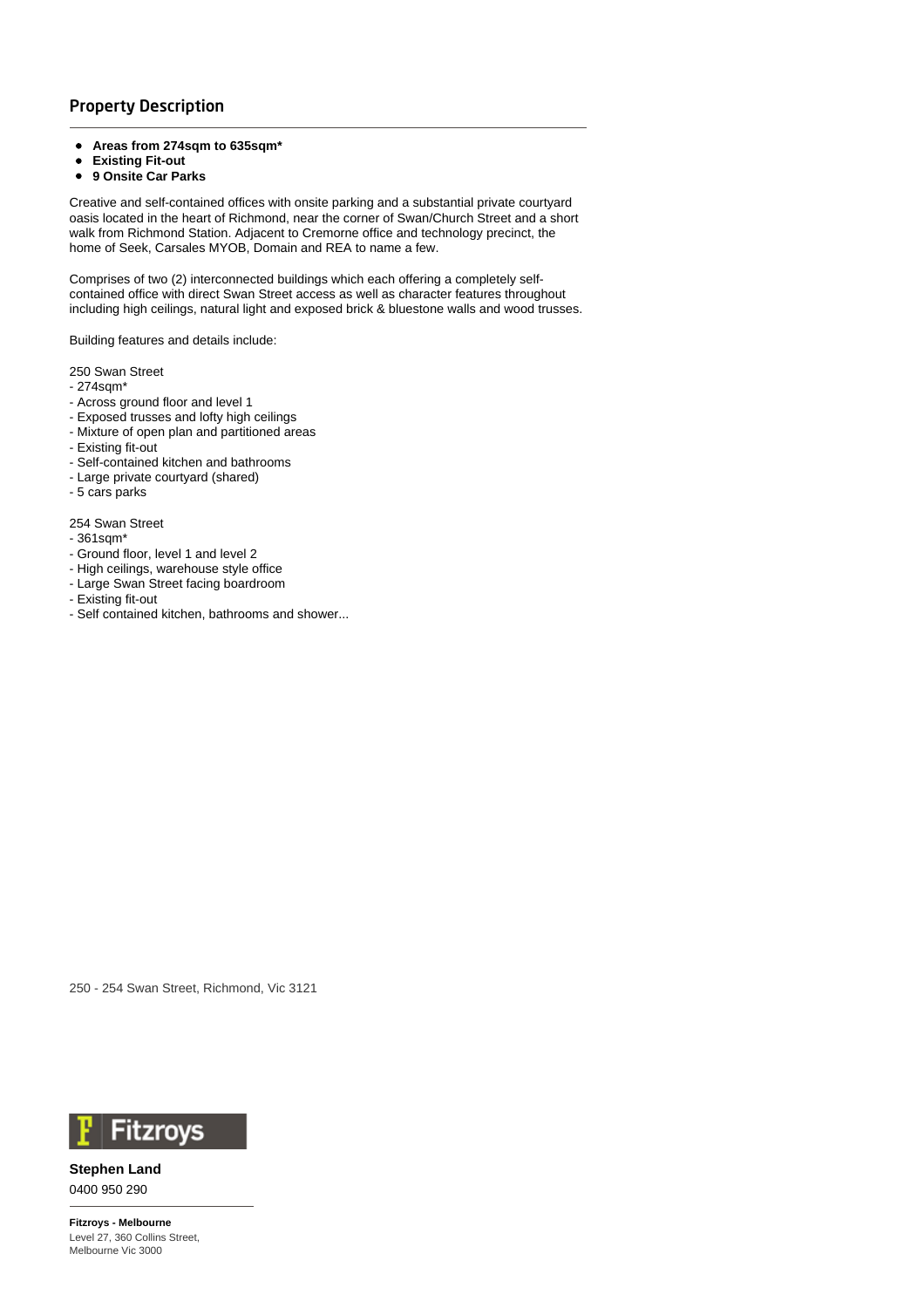## Property Description

- **Areas from 274sqm to 635sqm***
- **Existing Fit-out**
- **9 Onsite Car Parks**

Creative and self-contained offices with onsite parking and a substantial private courtyard oasis located in the heart of Richmond, near the corner of Swan/Church Street and a short walk from Richmond Station. Adjacent to Cremorne office and technology precinct, the home of Seek, Carsales MYOB, Domain and REA to name a few.

Comprises of two (2) interconnected buildings which each offering a completely self-contained office with direct Swan Street access as well as character features throughout including high ceilings, natural light and exposed brick & bluestone walls and wood trusses.

Building features and details include:

250 Swan Street
- 274sqm*
- Across ground floor and level 1
- Exposed trusses and lofty high ceilings
- Mixture of open plan and partitioned areas
- Existing fit-out
- Self-contained kitchen and bathrooms
- Large private courtyard (shared)
- 5 cars parks

254 Swan Street
- 361sqm*
- Ground floor, level 1 and level 2
- High ceilings, warehouse style office
- Large Swan Street facing boardroom
- Existing fit-out
- Self contained kitchen, bathrooms and shower...

250 - 254 Swan Street, Richmond, Vic 3121

Fitzroys

**Stephen Land**
0400 950 290

**Fitzroys - Melbourne**
Level 27, 360 Collins Street,
Melbourne Vic 3000